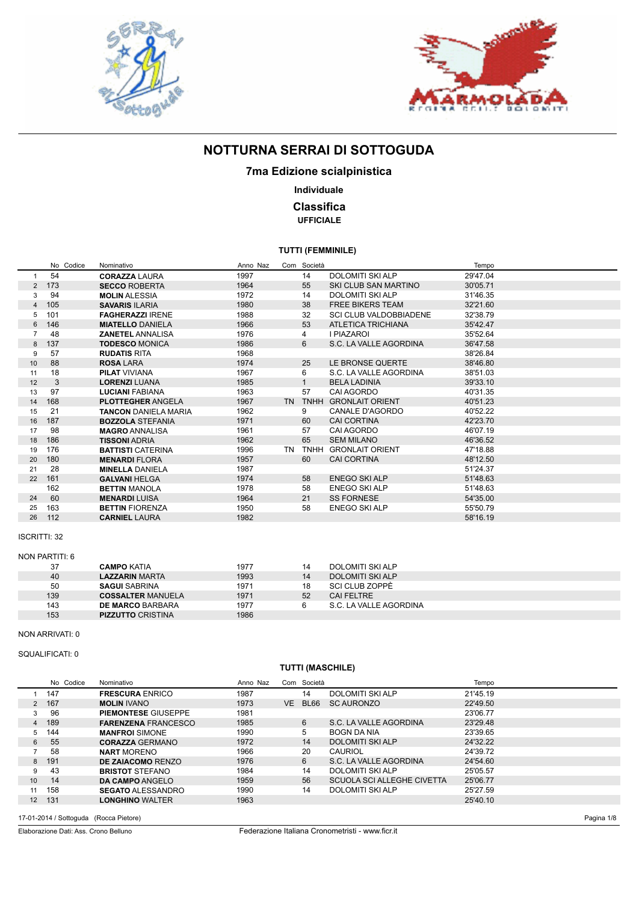# NOTTURNA SERRAI DI SOTTOGUDA

## 7ma Edizione scialpinistica

### Individuale

### Classifica

**UFFICIALE**

#### TUTTI (FEMMINILE)

| | No Codice | Nominativo | Anno | Naz | Com | Società | | Tempo |
|---|---|---|---|---|---|---|---|---|
| 1 | 54 | **CORAZZA** LAURA | 1997 | | | 14 | DOLOMITI SKI ALP | 29'47.04 |
| 2 | 173 | **SECCO** ROBERTA | 1964 | | | 55 | SKI CLUB SAN MARTINO | 30'05.71 |
| 3 | 94 | **MOLIN** ALESSIA | 1972 | | | 14 | DOLOMITI SKI ALP | 31'46.35 |
| 4 | 105 | **SAVARIS** ILARIA | 1980 | | | 38 | FREE BIKERS TEAM | 32'21.60 |
| 5 | 101 | **FAGHERAZZI** IRENE | 1988 | | | 32 | SCI CLUB VALDOBBIADENE | 32'38.79 |
| 6 | 146 | **MIATELLO** DANIELA | 1966 | | | 53 | ATLETICA TRICHIANA | 35'42.47 |
| 7 | 48 | **ZANETEL** ANNALISA | 1976 | | | 4 | I PIAZAROI | 35'52.64 |
| 8 | 137 | **TODESCO** MONICA | 1986 | | | 6 | S.C. LA VALLE AGORDINA | 36'47.58 |
| 9 | 57 | **RUDATIS** RITA | 1968 | | | | | 38'26.84 |
| 10 | 88 | **ROSA** LARA | 1974 | | | 25 | LE BRONSE QUERTE | 38'46.80 |
| 11 | 18 | **PILAT** VIVIANA | 1967 | | | 6 | S.C. LA VALLE AGORDINA | 38'51.03 |
| 12 | 3 | **LORENZI** LUANA | 1985 | | | 1 | BELA LADINIA | 39'33.10 |
| 13 | 97 | **LUCIANI** FABIANA | 1963 | | | 57 | CAI AGORDO | 40'31.35 |
| 14 | 168 | **PLOTTEGHER** ANGELA | 1967 | | TN | TNHH | GRONLAIT ORIENT | 40'51.23 |
| 15 | 21 | **TANCON** DANIELA MARIA | 1962 | | | 9 | CANALE D'AGORDO | 40'52.22 |
| 16 | 187 | **BOZZOLA** STEFANIA | 1971 | | | 60 | CAI CORTINA | 42'23.70 |
| 17 | 98 | **MAGRO** ANNALISA | 1961 | | | 57 | CAI AGORDO | 46'07.19 |
| 18 | 186 | **TISSONI** ADRIA | 1962 | | | 65 | SEM MILANO | 46'36.52 |
| 19 | 176 | **BATTISTI** CATERINA | 1996 | | TN | TNHH | GRONLAIT ORIENT | 47'18.88 |
| 20 | 180 | **MENARDI** FLORA | 1957 | | | 60 | CAI CORTINA | 48'12.50 |
| 21 | 28 | **MINELLA** DANIELA | 1987 | | | | | 51'24.37 |
| 22 | 161 | **GALVANI** HELGA | 1974 | | | 58 | ENEGO SKI ALP | 51'48.63 |
| | 162 | **BETTIN** MANOLA | 1978 | | | 58 | ENEGO SKI ALP | 51'48.63 |
| 24 | 60 | **MENARDI** LUISA | 1964 | | | 21 | SS FORNESE | 54'35.00 |
| 25 | 163 | **BETTIN** FIORENZA | 1950 | | | 58 | ENEGO SKI ALP | 55'50.79 |
| 26 | 112 | **CARNIEL** LAURA | 1982 | | | | | 58'16.19 |

ISCRITTI: 32

NON PARTITI: 6

| Codice | Nominativo | Anno | Com | Società |
|---|---|---|---|---|
| 37 | **CAMPO** KATIA | 1977 | 14 | DOLOMITI SKI ALP |
| 40 | **LAZZARIN** MARTA | 1993 | 14 | DOLOMITI SKI ALP |
| 50 | **SAGUI** SABRINA | 1971 | 18 | SCI CLUB ZOPPÈ |
| 139 | **COSSALTER** MANUELA | 1971 | 52 | CAI FELTRE |
| 143 | **DE MARCO** BARBARA | 1977 | 6 | S.C. LA VALLE AGORDINA |
| 153 | **PIZZUTTO** CRISTINA | 1986 | | |

NON ARRIVATI: 0

SQUALIFICATI: 0

#### TUTTI (MASCHILE)

| | No Codice | Nominativo | Anno | Naz | Com | Società | | Tempo |
|---|---|---|---|---|---|---|---|---|
| 1 | 147 | **FRESCURA** ENRICO | 1987 | | | 14 | DOLOMITI SKI ALP | 21'45.19 |
| 2 | 167 | **MOLIN** IVANO | 1973 | | VE | BL66 | SC AURONZO | 22'49.50 |
| 3 | 96 | **PIEMONTESE** GIUSEPPE | 1981 | | | | | 23'06.77 |
| 4 | 189 | **FARENZENA** FRANCESCO | 1985 | | | 6 | S.C. LA VALLE AGORDINA | 23'29.48 |
| 5 | 144 | **MANFROI** SIMONE | 1990 | | | 5 | BOGN DA NIA | 23'39.65 |
| 6 | 55 | **CORAZZA** GERMANO | 1972 | | | 14 | DOLOMITI SKI ALP | 24'32.22 |
| 7 | 58 | **NART** MORENO | 1966 | | | 20 | CAURIOL | 24'39.72 |
| 8 | 191 | **DE ZAIACOMO** RENZO | 1976 | | | 6 | S.C. LA VALLE AGORDINA | 24'54.60 |
| 9 | 43 | **BRISTOT** STEFANO | 1984 | | | 14 | DOLOMITI SKI ALP | 25'05.57 |
| 10 | 14 | **DA CAMPO** ANGELO | 1959 | | | 56 | SCUOLA SCI ALLEGHE CIVETTA | 25'06.77 |
| 11 | 158 | **SEGATO** ALESSANDRO | 1990 | | | 14 | DOLOMITI SKI ALP | 25'27.59 |
| 12 | 131 | **LONGHINO** WALTER | 1963 | | | | | 25'40.10 |

17-01-2014 / Sottoguda (Rocca Pietore)

Elaborazione Dati: Ass. Crono Belluno — Federazione Italiana Cronometristi - www.ficr.it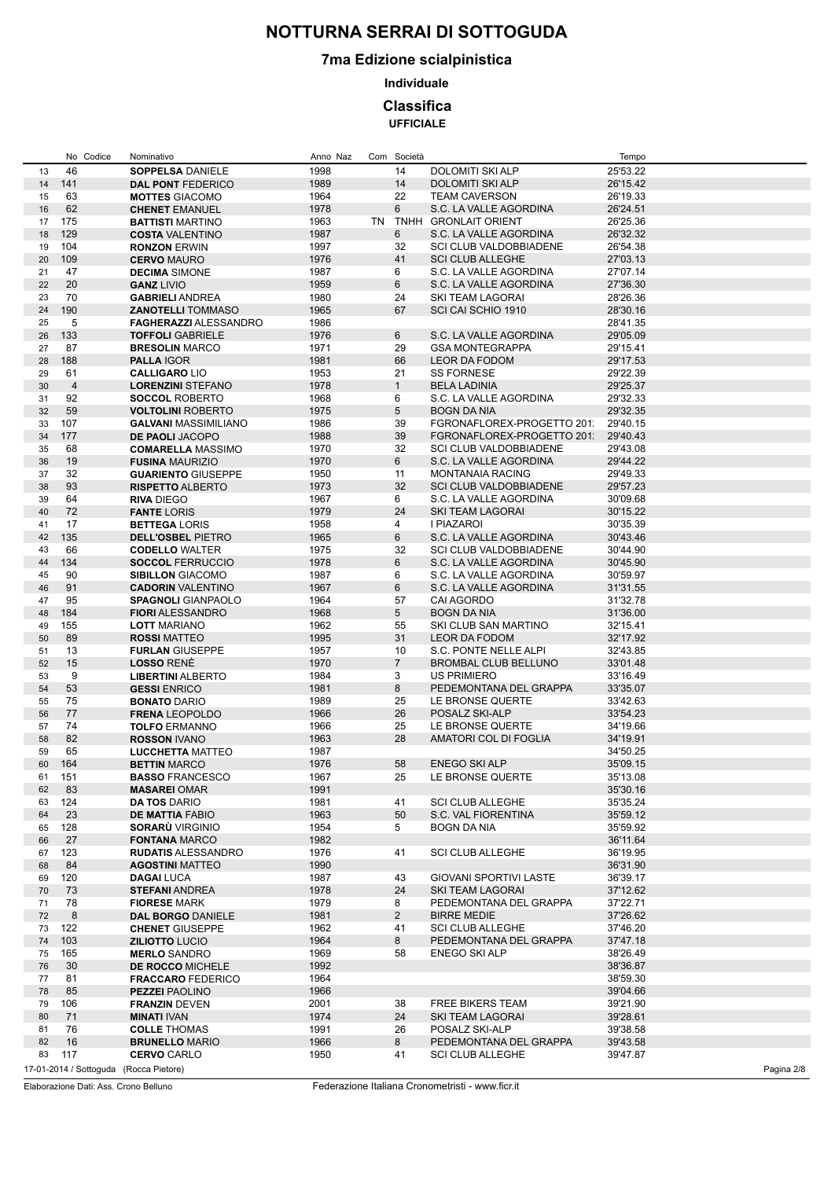# NOTTURNA SERRAI DI SOTTOGUDA

## 7ma Edizione scialpinistica

### Individuale

### Classifica

**UFFICIALE**

| | No | Codice | Nominativo | Anno | Naz | Com | Società | Tempo |
|---|---|---|---|---|---|---|---|---|
| 13 | 46 | | **SOPPELSA** DANIELE | 1998 | | 14 | DOLOMITI SKI ALP | 25'53.22 |
| 14 | 141 | | **DAL PONT** FEDERICO | 1989 | | 14 | DOLOMITI SKI ALP | 26'15.42 |
| 15 | 63 | | **MOTTES** GIACOMO | 1964 | | 22 | TEAM CAVERSON | 26'19.33 |
| 16 | 62 | | **CHENET** EMANUEL | 1978 | | 6 | S.C. LA VALLE AGORDINA | 26'24.51 |
| 17 | 175 | | **BATTISTI** MARTINO | 1963 | TN | TNHH | GRONLAIT ORIENT | 26'25.36 |
| 18 | 129 | | **COSTA** VALENTINO | 1987 | | 6 | S.C. LA VALLE AGORDINA | 26'32.32 |
| 19 | 104 | | **RONZON** ERWIN | 1997 | | 32 | SCI CLUB VALDOBBIADENE | 26'54.38 |
| 20 | 109 | | **CERVO** MAURO | 1976 | | 41 | SCI CLUB ALLEGHE | 27'03.13 |
| 21 | 47 | | **DECIMA** SIMONE | 1987 | | 6 | S.C. LA VALLE AGORDINA | 27'07.14 |
| 22 | 20 | | **GANZ** LIVIO | 1959 | | 6 | S.C. LA VALLE AGORDINA | 27'36.30 |
| 23 | 70 | | **GABRIELI** ANDREA | 1980 | | 24 | SKI TEAM LAGORAI | 28'26.36 |
| 24 | 190 | | **ZANOTELLI** TOMMASO | 1965 | | 67 | SCI CAI SCHIO 1910 | 28'30.16 |
| 25 | 5 | | **FAGHERAZZI** ALESSANDRO | 1986 | | | | 28'41.35 |
| 26 | 133 | | **TOFFOLI** GABRIELE | 1976 | | 6 | S.C. LA VALLE AGORDINA | 29'05.09 |
| 27 | 87 | | **BRESOLIN** MARCO | 1971 | | 29 | GSA MONTEGRAPPA | 29'15.41 |
| 28 | 188 | | **PALLA** IGOR | 1981 | | 66 | LEOR DA FODOM | 29'17.53 |
| 29 | 61 | | **CALLIGARO** LIO | 1953 | | 21 | SS FORNESE | 29'22.39 |
| 30 | 4 | | **LORENZINI** STEFANO | 1978 | | 1 | BELA LADINIA | 29'25.37 |
| 31 | 92 | | **SOCCOL** ROBERTO | 1968 | | 6 | S.C. LA VALLE AGORDINA | 29'32.33 |
| 32 | 59 | | **VOLTOLINI** ROBERTO | 1975 | | 5 | BOGN DA NIA | 29'32.35 |
| 33 | 107 | | **GALVANI** MASSIMILIANO | 1986 | | 39 | FGRONAFLOREX-PROGETTO 201: | 29'40.15 |
| 34 | 177 | | **DE PAOLI** JACOPO | 1988 | | 39 | FGRONAFLOREX-PROGETTO 201: | 29'40.43 |
| 35 | 68 | | **COMARELLA** MASSIMO | 1970 | | 32 | SCI CLUB VALDOBBIADENE | 29'43.08 |
| 36 | 19 | | **FUSINA** MAURIZIO | 1970 | | 6 | S.C. LA VALLE AGORDINA | 29'44.22 |
| 37 | 32 | | **GUARIENTO** GIUSEPPE | 1950 | | 11 | MONTANAIA RACING | 29'49.33 |
| 38 | 93 | | **RISPETTO** ALBERTO | 1973 | | 32 | SCI CLUB VALDOBBIADENE | 29'57.23 |
| 39 | 64 | | **RIVA** DIEGO | 1967 | | 6 | S.C. LA VALLE AGORDINA | 30'09.68 |
| 40 | 72 | | **FANTE** LORIS | 1979 | | 24 | SKI TEAM LAGORAI | 30'15.22 |
| 41 | 17 | | **BETTEGA** LORIS | 1958 | | 4 | I PIAZAROI | 30'35.39 |
| 42 | 135 | | **DELL'OSBEL** PIETRO | 1965 | | 6 | S.C. LA VALLE AGORDINA | 30'43.46 |
| 43 | 66 | | **CODELLO** WALTER | 1975 | | 32 | SCI CLUB VALDOBBIADENE | 30'44.90 |
| 44 | 134 | | **SOCCOL** FERRUCCIO | 1978 | | 6 | S.C. LA VALLE AGORDINA | 30'45.90 |
| 45 | 90 | | **SIBILLON** GIACOMO | 1987 | | 6 | S.C. LA VALLE AGORDINA | 30'59.97 |
| 46 | 91 | | **CADORIN** VALENTINO | 1967 | | 6 | S.C. LA VALLE AGORDINA | 31'31.55 |
| 47 | 95 | | **SPAGNOLI** GIANPAOLO | 1964 | | 57 | CAI AGORDO | 31'32.78 |
| 48 | 184 | | **FIORI** ALESSANDRO | 1968 | | 5 | BOGN DA NIA | 31'36.00 |
| 49 | 155 | | **LOTT** MARIANO | 1962 | | 55 | SKI CLUB SAN MARTINO | 32'15.41 |
| 50 | 89 | | **ROSSI** MATTEO | 1995 | | 31 | LEOR DA FODOM | 32'17.92 |
| 51 | 13 | | **FURLAN** GIUSEPPE | 1957 | | 10 | S.C. PONTE NELLE ALPI | 32'43.85 |
| 52 | 15 | | **LOSSO** RENÈ | 1970 | | 7 | BROMBAL CLUB BELLUNO | 33'01.48 |
| 53 | 9 | | **LIBERTINI** ALBERTO | 1984 | | 3 | US PRIMIERO | 33'16.49 |
| 54 | 53 | | **GESSI** ENRICO | 1981 | | 8 | PEDEMONTANA DEL GRAPPA | 33'35.07 |
| 55 | 75 | | **BONATO** DARIO | 1989 | | 25 | LE BRONSE QUERTE | 33'42.63 |
| 56 | 77 | | **FRENA** LEOPOLDO | 1966 | | 26 | POSALZ SKI-ALP | 33'54.23 |
| 57 | 74 | | **TOLFO** ERMANNO | 1966 | | 25 | LE BRONSE QUERTE | 34'19.66 |
| 58 | 82 | | **ROSSON** IVANO | 1963 | | 28 | AMATORI COL DI FOGLIA | 34'19.91 |
| 59 | 65 | | **LUCCHETTA** MATTEO | 1987 | | | | 34'50.25 |
| 60 | 164 | | **BETTIN** MARCO | 1976 | | 58 | ENEGO SKI ALP | 35'09.15 |
| 61 | 151 | | **BASSO** FRANCESCO | 1967 | | 25 | LE BRONSE QUERTE | 35'13.08 |
| 62 | 83 | | **MASAREI** OMAR | 1991 | | | | 35'30.16 |
| 63 | 124 | | **DA TOS** DARIO | 1981 | | 41 | SCI CLUB ALLEGHE | 35'35.24 |
| 64 | 23 | | **DE MATTIA** FABIO | 1963 | | 50 | S.C. VAL FIORENTINA | 35'59.12 |
| 65 | 128 | | **SORARÙ** VIRGINIO | 1954 | | 5 | BOGN DA NIA | 35'59.92 |
| 66 | 27 | | **FONTANA** MARCO | 1982 | | | | 36'11.64 |
| 67 | 123 | | **RUDATIS** ALESSANDRO | 1976 | | 41 | SCI CLUB ALLEGHE | 36'19.95 |
| 68 | 84 | | **AGOSTINI** MATTEO | 1990 | | | | 36'31.90 |
| 69 | 120 | | **DAGAI** LUCA | 1987 | | 43 | GIOVANI SPORTIVI LASTE | 36'39.17 |
| 70 | 73 | | **STEFANI** ANDREA | 1978 | | 24 | SKI TEAM LAGORAI | 37'12.62 |
| 71 | 78 | | **FIORESE** MARK | 1979 | | 8 | PEDEMONTANA DEL GRAPPA | 37'22.71 |
| 72 | 8 | | **DAL BORGO** DANIELE | 1981 | | 2 | BIRRE MEDIE | 37'26.62 |
| 73 | 122 | | **CHENET** GIUSEPPE | 1962 | | 41 | SCI CLUB ALLEGHE | 37'46.20 |
| 74 | 103 | | **ZILIOTTO** LUCIO | 1964 | | 8 | PEDEMONTANA DEL GRAPPA | 37'47.18 |
| 75 | 165 | | **MERLO** SANDRO | 1969 | | 58 | ENEGO SKI ALP | 38'26.49 |
| 76 | 30 | | **DE ROCCO** MICHELE | 1992 | | | | 38'36.87 |
| 77 | 81 | | **FRACCARO** FEDERICO | 1964 | | | | 38'59.30 |
| 78 | 85 | | **PEZZEI** PAOLINO | 1966 | | | | 39'04.66 |
| 79 | 106 | | **FRANZIN** DEVEN | 2001 | | 38 | FREE BIKERS TEAM | 39'21.90 |
| 80 | 71 | | **MINATI** IVAN | 1974 | | 24 | SKI TEAM LAGORAI | 39'28.61 |
| 81 | 76 | | **COLLE** THOMAS | 1991 | | 26 | POSALZ SKI-ALP | 39'38.58 |
| 82 | 16 | | **BRUNELLO** MARIO | 1966 | | 8 | PEDEMONTANA DEL GRAPPA | 39'43.58 |
| 83 | 117 | | **CERVO** CARLO | 1950 | | 41 | SCI CLUB ALLEGHE | 39'47.87 |

17-01-2014 / Sottoguda (Rocca Pietore)

Elaborazione Dati: Ass. Crono Belluno

Federazione Italiana Cronometristi - www.ficr.it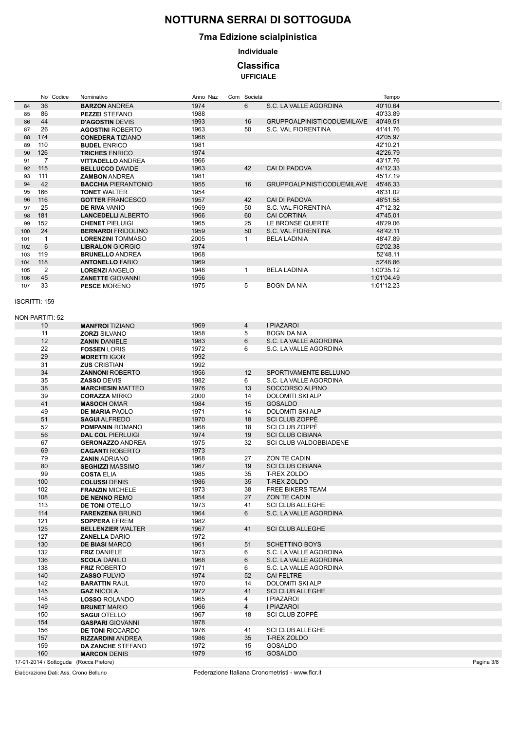# NOTTURNA SERRAI DI SOTTOGUDA

## 7ma Edizione scialpinistica

### Individuale

### Classifica

**UFFICIALE**

| | No | Codice | Nominativo | Anno | Naz | Com | Società | Tempo |
|---|---|---|---|---|---|---|---|---|
| 84 | 36 | | **BARZON** ANDREA | 1974 | | 6 | S.C. LA VALLE AGORDINA | 40'10.64 |
| 85 | 86 | | **PEZZEI** STEFANO | 1988 | | | | 40'33.89 |
| 86 | 44 | | **D'AGOSTIN** DEVIS | 1993 | | 16 | GRUPPOALPINISTICODUEMILAVE | 40'49.51 |
| 87 | 26 | | **AGOSTINI** ROBERTO | 1963 | | 50 | S.C. VAL FIORENTINA | 41'41.76 |
| 88 | 174 | | **CONEDERA** TIZIANO | 1968 | | | | 42'05.97 |
| 89 | 110 | | **BUDEL** ENRICO | 1981 | | | | 42'10.21 |
| 90 | 126 | | **TRICHES** ENRICO | 1974 | | | | 42'26.79 |
| 91 | 7 | | **VITTADELLO** ANDREA | 1966 | | | | 43'17.76 |
| 92 | 115 | | **BELLUCCO** DAVIDE | 1963 | | 42 | CAI DI PADOVA | 44'12.33 |
| 93 | 111 | | **ZAMBON** ANDREA | 1981 | | | | 45'17.19 |
| 94 | 42 | | **BACCHIA** PIERANTONIO | 1955 | | 16 | GRUPPOALPINISTICODUEMILAVE | 45'46.33 |
| 95 | 166 | | **TONET** WALTER | 1954 | | | | 46'31.02 |
| 96 | 116 | | **GOTTER** FRANCESCO | 1957 | | 42 | CAI DI PADOVA | 46'51.58 |
| 97 | 25 | | **DE RIVA** VANIO | 1969 | | 50 | S.C. VAL FIORENTINA | 47'12.32 |
| 98 | 181 | | **LANCEDELLI** ALBERTO | 1966 | | 60 | CAI CORTINA | 47'45.01 |
| 99 | 152 | | **CHENET** PIELUIGI | 1965 | | 25 | LE BRONSE QUERTE | 48'29.06 |
| 100 | 24 | | **BERNARDI** FRIDOLINO | 1959 | | 50 | S.C. VAL FIORENTINA | 48'42.11 |
| 101 | 1 | | **LORENZINI** TOMMASO | 2005 | | 1 | BELA LADINIA | 48'47.89 |
| 102 | 6 | | **LIBRALON** GIORGIO | 1974 | | | | 52'02.38 |
| 103 | 119 | | **BRUNELLO** ANDREA | 1968 | | | | 52'48.11 |
| 104 | 118 | | **ANTONELLO** FABIO | 1969 | | | | 52'48.86 |
| 105 | 2 | | **LORENZI** ANGELO | 1948 | | 1 | BELA LADINIA | 1:00'35.12 |
| 106 | 45 | | **ZANETTE** GIOVANNI | 1956 | | | | 1:01'04.49 |
| 107 | 33 | | **PESCE** MORENO | 1975 | | 5 | BOGN DA NIA | 1:01'12.23 |

ISCRITTI: 159

NON PARTITI: 52

| No | Nominativo | Anno | Com | Società |
|---|---|---|---|---|
| 10 | **MANFROI** TIZIANO | 1969 | 4 | I PIAZAROI |
| 11 | **ZORZI** SILVANO | 1958 | 5 | BOGN DA NIA |
| 12 | **ZANIN** DANIELE | 1983 | 6 | S.C. LA VALLE AGORDINA |
| 22 | **FOSSEN** LORIS | 1972 | 6 | S.C. LA VALLE AGORDINA |
| 29 | **MORETTI** IGOR | 1992 | | |
| 31 | **ZUS** CRISTIAN | 1992 | | |
| 34 | **ZANNONI** ROBERTO | 1956 | 12 | SPORTIVAMENTE BELLUNO |
| 35 | **ZASSO** DEVIS | 1982 | 6 | S.C. LA VALLE AGORDINA |
| 38 | **MARCHESIN** MATTEO | 1976 | 13 | SOCCORSO ALPINO |
| 39 | **CORAZZA** MIRKO | 2000 | 14 | DOLOMITI SKI ALP |
| 41 | **MASOCH** OMAR | 1984 | 15 | GOSALDO |
| 49 | **DE MARIA** PAOLO | 1971 | 14 | DOLOMITI SKI ALP |
| 51 | **SAGUI** ALFREDO | 1970 | 18 | SCI CLUB ZOPPÈ |
| 52 | **POMPANIN** ROMANO | 1968 | 18 | SCI CLUB ZOPPÈ |
| 56 | **DAL COL** PIERLUIGI | 1974 | 19 | SCI CLUB CIBIANA |
| 67 | **GERONAZZO** ANDREA | 1975 | 32 | SCI CLUB VALDOBBIADENE |
| 69 | **CAGANTI** ROBERTO | 1973 | | |
| 79 | **ZANIN** ADRIANO | 1968 | 27 | ZON TE CADIN |
| 80 | **SEGHIZZI** MASSIMO | 1967 | 19 | SCI CLUB CIBIANA |
| 99 | **COSTA** ELIA | 1985 | 35 | T-REX ZOLDO |
| 100 | **COLUSSI** DENIS | 1986 | 35 | T-REX ZOLDO |
| 102 | **FRANZIN** MICHELE | 1973 | 38 | FREE BIKERS TEAM |
| 108 | **DE NENNO** REMO | 1954 | 27 | ZON TE CADIN |
| 113 | **DE TONI** OTELLO | 1973 | 41 | SCI CLUB ALLEGHE |
| 114 | **FARENZENA** BRUNO | 1964 | 6 | S.C. LA VALLE AGORDINA |
| 121 | **SOPPERA** EFREM | 1982 | | |
| 125 | **BELLENZIER** WALTER | 1967 | 41 | SCI CLUB ALLEGHE |
| 127 | **ZANELLA** DARIO | 1972 | | |
| 130 | **DE BIASI** MARCO | 1961 | 51 | SCHETTINO BOYS |
| 132 | **FRIZ** DANIELE | 1973 | 6 | S.C. LA VALLE AGORDINA |
| 136 | **SCOLA** DANILO | 1968 | 6 | S.C. LA VALLE AGORDINA |
| 138 | **FRIZ** ROBERTO | 1971 | 6 | S.C. LA VALLE AGORDINA |
| 140 | **ZASSO** FULVIO | 1974 | 52 | CAI FELTRE |
| 142 | **BARATTIN** RAUL | 1970 | 14 | DOLOMITI SKI ALP |
| 145 | **GAZ** NICOLA | 1972 | 41 | SCI CLUB ALLEGHE |
| 148 | **LOSSO** ROLANDO | 1965 | 4 | I PIAZAROI |
| 149 | **BRUNET** MARIO | 1966 | 4 | I PIAZAROI |
| 150 | **SAGUI** OTELLO | 1967 | 18 | SCI CLUB ZOPPÈ |
| 154 | **GASPARI** GIOVANNI | 1978 | | |
| 156 | **DE TONI** RICCARDO | 1976 | 41 | SCI CLUB ALLEGHE |
| 157 | **RIZZARDINI** ANDREA | 1986 | 35 | T-REX ZOLDO |
| 159 | **DA ZANCHE** STEFANO | 1972 | 15 | GOSALDO |
| 160 | **MARCON** DENIS | 1979 | 15 | GOSALDO |

17-01-2014 / Sottoguda (Rocca Pietore)

Elaborazione Dati: Ass. Crono Belluno — Federazione Italiana Cronometristi - www.ficr.it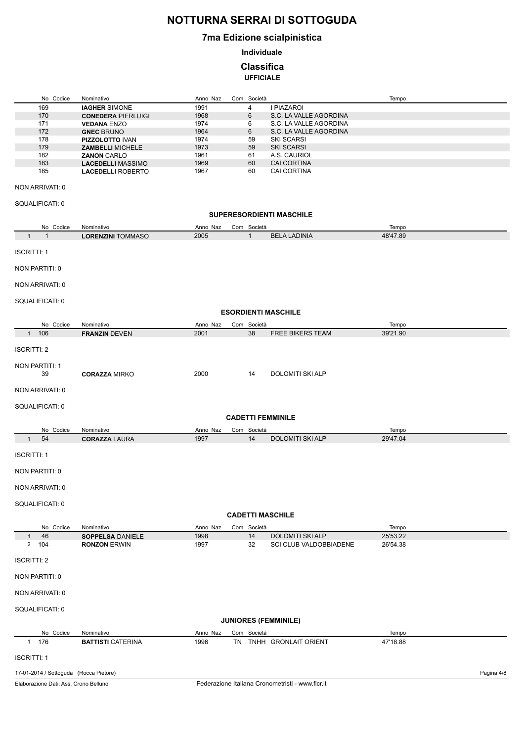# NOTTURNA SERRAI DI SOTTOGUDA

## 7ma Edizione scialpinistica

### Individuale

### Classifica

**UFFICIALE**

| No | Codice | Nominativo | Anno | Naz | Com | Società | Tempo |
|---|---|---|---|---|---|---|---|
| | 169 | **IAGHER** SIMONE | 1991 | | 4 | I PIAZAROI | |
| | 170 | **CONEDERA** PIERLUIGI | 1968 | | 6 | S.C. LA VALLE AGORDINA | |
| | 171 | **VEDANA** ENZO | 1974 | | 6 | S.C. LA VALLE AGORDINA | |
| | 172 | **GNEC** BRUNO | 1964 | | 6 | S.C. LA VALLE AGORDINA | |
| | 178 | **PIZZOLOTTO** IVAN | 1974 | | 59 | SKI SCARSI | |
| | 179 | **ZAMBELLI** MICHELE | 1973 | | 59 | SKI SCARSI | |
| | 182 | **ZANON** CARLO | 1961 | | 61 | A.S. CAURIOL | |
| | 183 | **LACEDELLI** MASSIMO | 1969 | | 60 | CAI CORTINA | |
| | 185 | **LACEDELLI** ROBERTO | 1967 | | 60 | CAI CORTINA | |

NON ARRIVATI: 0

SQUALIFICATI: 0

**SUPERESORDIENTI MASCHILE**

| No | Codice | Nominativo | Anno | Naz | Com | Società | Tempo |
|---|---|---|---|---|---|---|---|
| 1 | 1 | **LORENZINI** TOMMASO | 2005 | | 1 | BELA LADINIA | 48'47.89 |

ISCRITTI: 1

NON PARTITI: 0

NON ARRIVATI: 0

SQUALIFICATI: 0

**ESORDIENTI MASCHILE**

| No | Codice | Nominativo | Anno | Naz | Com | Società | Tempo |
|---|---|---|---|---|---|---|---|
| 1 | 106 | **FRANZIN** DEVEN | 2001 | | 38 | FREE BIKERS TEAM | 39'21.90 |

ISCRITTI: 2

NON PARTITI: 1

| No | Codice | Nominativo | Anno | Naz | Com | Società | Tempo |
|---|---|---|---|---|---|---|---|
| | 39 | **CORAZZA** MIRKO | 2000 | | 14 | DOLOMITI SKI ALP | |

NON ARRIVATI: 0

SQUALIFICATI: 0

**CADETTI FEMMINILE**

| No | Codice | Nominativo | Anno | Naz | Com | Società | Tempo |
|---|---|---|---|---|---|---|---|
| 1 | 54 | **CORAZZA** LAURA | 1997 | | 14 | DOLOMITI SKI ALP | 29'47.04 |

ISCRITTI: 1

NON PARTITI: 0

NON ARRIVATI: 0

SQUALIFICATI: 0

**CADETTI MASCHILE**

| No | Codice | Nominativo | Anno | Naz | Com | Società | Tempo |
|---|---|---|---|---|---|---|---|
| 1 | 46 | **SOPPELSA** DANIELE | 1998 | | 14 | DOLOMITI SKI ALP | 25'53.22 |
| 2 | 104 | **RONZON** ERWIN | 1997 | | 32 | SCI CLUB VALDOBBIADENE | 26'54.38 |

ISCRITTI: 2

NON PARTITI: 0

NON ARRIVATI: 0

SQUALIFICATI: 0

**JUNIORES (FEMMINILE)**

| No | Codice | Nominativo | Anno | Naz | Com | Società | Tempo |
|---|---|---|---|---|---|---|---|
| 1 | 176 | **BATTISTI** CATERINA | 1996 | | TN | TNHH GRONLAIT ORIENT | 47'18.88 |

ISCRITTI: 1

17-01-2014 / Sottoguda (Rocca Pietore)

Elaborazione Dati: Ass. Crono Belluno

Federazione Italiana Cronometristi - www.ficr.it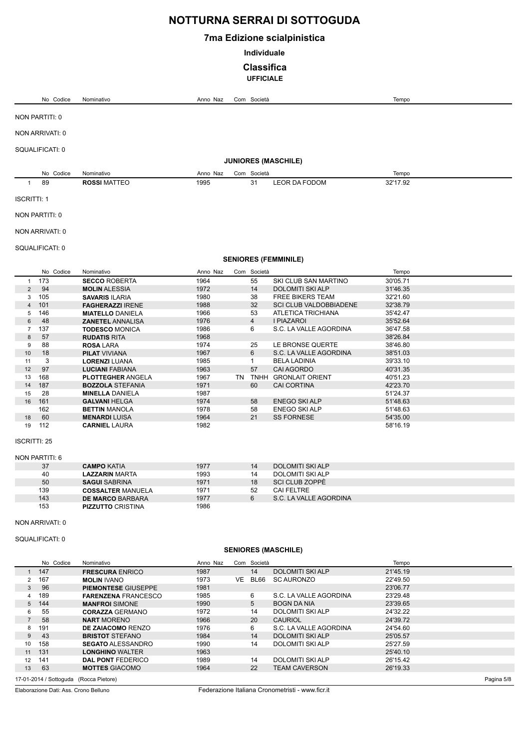# NOTTURNA SERRAI DI SOTTOGUDA

## 7ma Edizione scialpinistica

### Individuale

### Classifica

**UFFICIALE**

| | No | Codice | Nominativo | Anno | Naz | Com | Società | Tempo |
|---|---|---|---|---|---|---|---|---|

NON PARTITI: 0

NON ARRIVATI: 0

SQUALIFICATI: 0

### JUNIORES (MASCHILE)

| | No | Codice | Nominativo | Anno | Naz | Com | Società | Tempo |
|---|---|---|---|---|---|---|---|---|
| 1 | 89 | | **ROSSI** MATTEO | 1995 | | 31 | LEOR DA FODOM | 32'17.92 |

ISCRITTI: 1

NON PARTITI: 0

NON ARRIVATI: 0

SQUALIFICATI: 0

### SENIORES (FEMMINILE)

| | No | Codice | Nominativo | Anno | Naz | Com | Società | Tempo |
|---|---|---|---|---|---|---|---|---|
| 1 | 173 | | **SECCO** ROBERTA | 1964 | | 55 | SKI CLUB SAN MARTINO | 30'05.71 |
| 2 | 94 | | **MOLIN** ALESSIA | 1972 | | 14 | DOLOMITI SKI ALP | 31'46.35 |
| 3 | 105 | | **SAVARIS** ILARIA | 1980 | | 38 | FREE BIKERS TEAM | 32'21.60 |
| 4 | 101 | | **FAGHERAZZI** IRENE | 1988 | | 32 | SCI CLUB VALDOBBIADENE | 32'38.79 |
| 5 | 146 | | **MIATELLO** DANIELA | 1966 | | 53 | ATLETICA TRICHIANA | 35'42.47 |
| 6 | 48 | | **ZANETEL** ANNALISA | 1976 | | 4 | I PIAZAROI | 35'52.64 |
| 7 | 137 | | **TODESCO** MONICA | 1986 | | 6 | S.C. LA VALLE AGORDINA | 36'47.58 |
| 8 | 57 | | **RUDATIS** RITA | 1968 | | | | 38'26.84 |
| 9 | 88 | | **ROSA** LARA | 1974 | | 25 | LE BRONSE QUERTE | 38'46.80 |
| 10 | 18 | | **PILAT** VIVIANA | 1967 | | 6 | S.C. LA VALLE AGORDINA | 38'51.03 |
| 11 | 3 | | **LORENZI** LUANA | 1985 | | 1 | BELA LADINIA | 39'33.10 |
| 12 | 97 | | **LUCIANI** FABIANA | 1963 | | 57 | CAI AGORDO | 40'31.35 |
| 13 | 168 | | **PLOTTEGHER** ANGELA | 1967 | TN | TNHH | GRONLAIT ORIENT | 40'51.23 |
| 14 | 187 | | **BOZZOLA** STEFANIA | 1971 | | 60 | CAI CORTINA | 42'23.70 |
| 15 | 28 | | **MINELLA** DANIELA | 1987 | | | | 51'24.37 |
| 16 | 161 | | **GALVANI** HELGA | 1974 | | 58 | ENEGO SKI ALP | 51'48.63 |
| | 162 | | **BETTIN** MANOLA | 1978 | | 58 | ENEGO SKI ALP | 51'48.63 |
| 18 | 60 | | **MENARDI** LUISA | 1964 | | 21 | SS FORNESE | 54'35.00 |
| 19 | 112 | | **CARNIEL** LAURA | 1982 | | | | 58'16.19 |

ISCRITTI: 25

NON PARTITI: 6

| | No | Codice | Nominativo | Anno | Naz | Com | Società | Tempo |
|---|---|---|---|---|---|---|---|---|
| | 37 | | **CAMPO** KATIA | 1977 | | 14 | DOLOMITI SKI ALP | |
| | 40 | | **LAZZARIN** MARTA | 1993 | | 14 | DOLOMITI SKI ALP | |
| | 50 | | **SAGUI** SABRINA | 1971 | | 18 | SCI CLUB ZOPPÈ | |
| | 139 | | **COSSALTER** MANUELA | 1971 | | 52 | CAI FELTRE | |
| | 143 | | **DE MARCO** BARBARA | 1977 | | 6 | S.C. LA VALLE AGORDINA | |
| | 153 | | **PIZZUTTO** CRISTINA | 1986 | | | | |

NON ARRIVATI: 0

SQUALIFICATI: 0

### SENIORES (MASCHILE)

| | No | Codice | Nominativo | Anno | Naz | Com | Società | Tempo |
|---|---|---|---|---|---|---|---|---|
| 1 | 147 | | **FRESCURA** ENRICO | 1987 | | 14 | DOLOMITI SKI ALP | 21'45.19 |
| 2 | 167 | | **MOLIN** IVANO | 1973 | VE | BL66 | SC AURONZO | 22'49.50 |
| 3 | 96 | | **PIEMONTESE** GIUSEPPE | 1981 | | | | 23'06.77 |
| 4 | 189 | | **FARENZENA** FRANCESCO | 1985 | | 6 | S.C. LA VALLE AGORDINA | 23'29.48 |
| 5 | 144 | | **MANFROI** SIMONE | 1990 | | 5 | BOGN DA NIA | 23'39.65 |
| 6 | 55 | | **CORAZZA** GERMANO | 1972 | | 14 | DOLOMITI SKI ALP | 24'32.22 |
| 7 | 58 | | **NART** MORENO | 1966 | | 20 | CAURIOL | 24'39.72 |
| 8 | 191 | | **DE ZAIACOMO** RENZO | 1976 | | 6 | S.C. LA VALLE AGORDINA | 24'54.60 |
| 9 | 43 | | **BRISTOT** STEFANO | 1984 | | 14 | DOLOMITI SKI ALP | 25'05.57 |
| 10 | 158 | | **SEGATO** ALESSANDRO | 1990 | | 14 | DOLOMITI SKI ALP | 25'27.59 |
| 11 | 131 | | **LONGHINO** WALTER | 1963 | | | | 25'40.10 |
| 12 | 141 | | **DAL PONT** FEDERICO | 1989 | | 14 | DOLOMITI SKI ALP | 26'15.42 |
| 13 | 63 | | **MOTTES** GIACOMO | 1964 | | 22 | TEAM CAVERSON | 26'19.33 |

17-01-2014 / Sottoguda (Rocca Pietore)

Elaborazione Dati: Ass. Crono Belluno — Federazione Italiana Cronometristi - www.ficr.it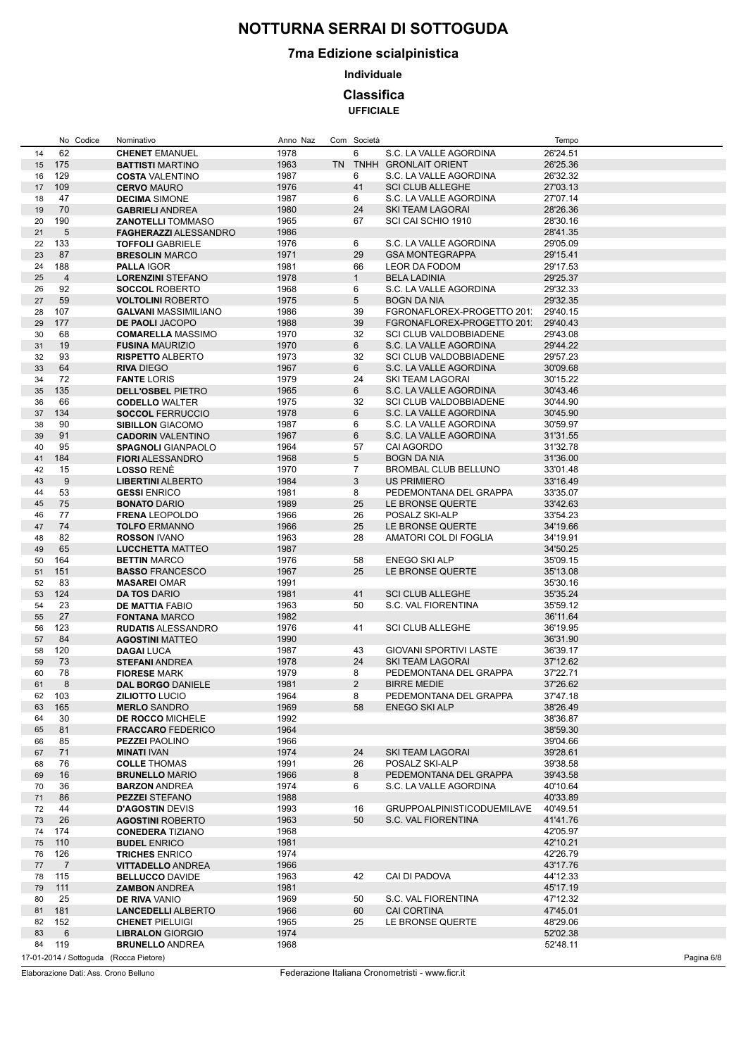# NOTTURNA SERRAI DI SOTTOGUDA

## 7ma Edizione scialpinistica

### Individuale

### Classifica

**UFFICIALE**

| | No | Codice | Nominativo | Anno | Naz | Com | Società | | Tempo |
|---|---|---|---|---|---|---|---|---|---|
| 14 | 62 | | **CHENET** EMANUEL | 1978 | | | 6 | S.C. LA VALLE AGORDINA | 26'24.51 |
| 15 | 175 | | **BATTISTI** MARTINO | 1963 | | TN | TNHH | GRONLAIT ORIENT | 26'25.36 |
| 16 | 129 | | **COSTA** VALENTINO | 1987 | | | 6 | S.C. LA VALLE AGORDINA | 26'32.32 |
| 17 | 109 | | **CERVO** MAURO | 1976 | | | 41 | SCI CLUB ALLEGHE | 27'03.13 |
| 18 | 47 | | **DECIMA** SIMONE | 1987 | | | 6 | S.C. LA VALLE AGORDINA | 27'07.14 |
| 19 | 70 | | **GABRIELI** ANDREA | 1980 | | | 24 | SKI TEAM LAGORAI | 28'26.36 |
| 20 | 190 | | **ZANOTELLI** TOMMASO | 1965 | | | 67 | SCI CAI SCHIO 1910 | 28'30.16 |
| 21 | 5 | | **FAGHERAZZI** ALESSANDRO | 1986 | | | | | 28'41.35 |
| 22 | 133 | | **TOFFOLI** GABRIELE | 1976 | | | 6 | S.C. LA VALLE AGORDINA | 29'05.09 |
| 23 | 87 | | **BRESOLIN** MARCO | 1971 | | | 29 | GSA MONTEGRAPPA | 29'15.41 |
| 24 | 188 | | **PALLA** IGOR | 1981 | | | 66 | LEOR DA FODOM | 29'17.53 |
| 25 | 4 | | **LORENZINI** STEFANO | 1978 | | | 1 | BELA LADINIA | 29'25.37 |
| 26 | 92 | | **SOCCOL** ROBERTO | 1968 | | | 6 | S.C. LA VALLE AGORDINA | 29'32.33 |
| 27 | 59 | | **VOLTOLINI** ROBERTO | 1975 | | | 5 | BOGN DA NIA | 29'32.35 |
| 28 | 107 | | **GALVANI** MASSIMILIANO | 1986 | | | 39 | FGRONAFLOREX-PROGETTO 201: | 29'40.15 |
| 29 | 177 | | **DE PAOLI** JACOPO | 1988 | | | 39 | FGRONAFLOREX-PROGETTO 201: | 29'40.43 |
| 30 | 68 | | **COMARELLA** MASSIMO | 1970 | | | 32 | SCI CLUB VALDOBBIADENE | 29'43.08 |
| 31 | 19 | | **FUSINA** MAURIZIO | 1970 | | | 6 | S.C. LA VALLE AGORDINA | 29'44.22 |
| 32 | 93 | | **RISPETTO** ALBERTO | 1973 | | | 32 | SCI CLUB VALDOBBIADENE | 29'57.23 |
| 33 | 64 | | **RIVA** DIEGO | 1967 | | | 6 | S.C. LA VALLE AGORDINA | 30'09.68 |
| 34 | 72 | | **FANTE** LORIS | 1979 | | | 24 | SKI TEAM LAGORAI | 30'15.22 |
| 35 | 135 | | **DELL'OSBEL** PIETRO | 1965 | | | 6 | S.C. LA VALLE AGORDINA | 30'43.46 |
| 36 | 66 | | **CODELLO** WALTER | 1975 | | | 32 | SCI CLUB VALDOBBIADENE | 30'44.90 |
| 37 | 134 | | **SOCCOL** FERRUCCIO | 1978 | | | 6 | S.C. LA VALLE AGORDINA | 30'45.90 |
| 38 | 90 | | **SIBILLON** GIACOMO | 1987 | | | 6 | S.C. LA VALLE AGORDINA | 30'59.97 |
| 39 | 91 | | **CADORIN** VALENTINO | 1967 | | | 6 | S.C. LA VALLE AGORDINA | 31'31.55 |
| 40 | 95 | | **SPAGNOLI** GIANPAOLO | 1964 | | | 57 | CAI AGORDO | 31'32.78 |
| 41 | 184 | | **FIORI** ALESSANDRO | 1968 | | | 5 | BOGN DA NIA | 31'36.00 |
| 42 | 15 | | **LOSSO** RENÈ | 1970 | | | 7 | BROMBAL CLUB BELLUNO | 33'01.48 |
| 43 | 9 | | **LIBERTINI** ALBERTO | 1984 | | | 3 | US PRIMIERO | 33'16.49 |
| 44 | 53 | | **GESSI** ENRICO | 1981 | | | 8 | PEDEMONTANA DEL GRAPPA | 33'35.07 |
| 45 | 75 | | **BONATO** DARIO | 1989 | | | 25 | LE BRONSE QUERTE | 33'42.63 |
| 46 | 77 | | **FRENA** LEOPOLDO | 1966 | | | 26 | POSALZ SKI-ALP | 33'54.23 |
| 47 | 74 | | **TOLFO** ERMANNO | 1966 | | | 25 | LE BRONSE QUERTE | 34'19.66 |
| 48 | 82 | | **ROSSON** IVANO | 1963 | | | 28 | AMATORI COL DI FOGLIA | 34'19.91 |
| 49 | 65 | | **LUCCHETTA** MATTEO | 1987 | | | | | 34'50.25 |
| 50 | 164 | | **BETTIN** MARCO | 1976 | | | 58 | ENEGO SKI ALP | 35'09.15 |
| 51 | 151 | | **BASSO** FRANCESCO | 1967 | | | 25 | LE BRONSE QUERTE | 35'13.08 |
| 52 | 83 | | **MASAREI** OMAR | 1991 | | | | | 35'30.16 |
| 53 | 124 | | **DA TOS** DARIO | 1981 | | | 41 | SCI CLUB ALLEGHE | 35'35.24 |
| 54 | 23 | | **DE MATTIA** FABIO | 1963 | | | 50 | S.C. VAL FIORENTINA | 35'59.12 |
| 55 | 27 | | **FONTANA** MARCO | 1982 | | | | | 36'11.64 |
| 56 | 123 | | **RUDATIS** ALESSANDRO | 1976 | | | 41 | SCI CLUB ALLEGHE | 36'19.95 |
| 57 | 84 | | **AGOSTINI** MATTEO | 1990 | | | | | 36'31.90 |
| 58 | 120 | | **DAGAI** LUCA | 1987 | | | 43 | GIOVANI SPORTIVI LASTE | 36'39.17 |
| 59 | 73 | | **STEFANI** ANDREA | 1978 | | | 24 | SKI TEAM LAGORAI | 37'12.62 |
| 60 | 78 | | **FIORESE** MARK | 1979 | | | 8 | PEDEMONTANA DEL GRAPPA | 37'22.71 |
| 61 | 8 | | **DAL BORGO** DANIELE | 1981 | | | 2 | BIRRE MEDIE | 37'26.62 |
| 62 | 103 | | **ZILIOTTO** LUCIO | 1964 | | | 8 | PEDEMONTANA DEL GRAPPA | 37'47.18 |
| 63 | 165 | | **MERLO** SANDRO | 1969 | | | 58 | ENEGO SKI ALP | 38'26.49 |
| 64 | 30 | | **DE ROCCO** MICHELE | 1992 | | | | | 38'36.87 |
| 65 | 81 | | **FRACCARO** FEDERICO | 1964 | | | | | 38'59.30 |
| 66 | 85 | | **PEZZEI** PAOLINO | 1966 | | | | | 39'04.66 |
| 67 | 71 | | **MINATI** IVAN | 1974 | | | 24 | SKI TEAM LAGORAI | 39'28.61 |
| 68 | 76 | | **COLLE** THOMAS | 1991 | | | 26 | POSALZ SKI-ALP | 39'38.58 |
| 69 | 16 | | **BRUNELLO** MARIO | 1966 | | | 8 | PEDEMONTANA DEL GRAPPA | 39'43.58 |
| 70 | 36 | | **BARZON** ANDREA | 1974 | | | 6 | S.C. LA VALLE AGORDINA | 40'10.64 |
| 71 | 86 | | **PEZZEI** STEFANO | 1988 | | | | | 40'33.89 |
| 72 | 44 | | **D'AGOSTIN** DEVIS | 1993 | | | 16 | GRUPPOALPINISTICODUEMILAVE | 40'49.51 |
| 73 | 26 | | **AGOSTINI** ROBERTO | 1963 | | | 50 | S.C. VAL FIORENTINA | 41'41.76 |
| 74 | 174 | | **CONEDERA** TIZIANO | 1968 | | | | | 42'05.97 |
| 75 | 110 | | **BUDEL** ENRICO | 1981 | | | | | 42'10.21 |
| 76 | 126 | | **TRICHES** ENRICO | 1974 | | | | | 42'26.79 |
| 77 | 7 | | **VITTADELLO** ANDREA | 1966 | | | | | 43'17.76 |
| 78 | 115 | | **BELLUCCO** DAVIDE | 1963 | | | 42 | CAI DI PADOVA | 44'12.33 |
| 79 | 111 | | **ZAMBON** ANDREA | 1981 | | | | | 45'17.19 |
| 80 | 25 | | **DE RIVA** VANIO | 1969 | | | 50 | S.C. VAL FIORENTINA | 47'12.32 |
| 81 | 181 | | **LANCEDELLI** ALBERTO | 1966 | | | 60 | CAI CORTINA | 47'45.01 |
| 82 | 152 | | **CHENET** PIELUIGI | 1965 | | | 25 | LE BRONSE QUERTE | 48'29.06 |
| 83 | 6 | | **LIBRALON** GIORGIO | 1974 | | | | | 52'02.38 |
| 84 | 119 | | **BRUNELLO** ANDREA | 1968 | | | | | 52'48.11 |

17-01-2014 / Sottoguda (Rocca Pietore)

Elaborazione Dati: Ass. Crono Belluno

Federazione Italiana Cronometristi - www.ficr.it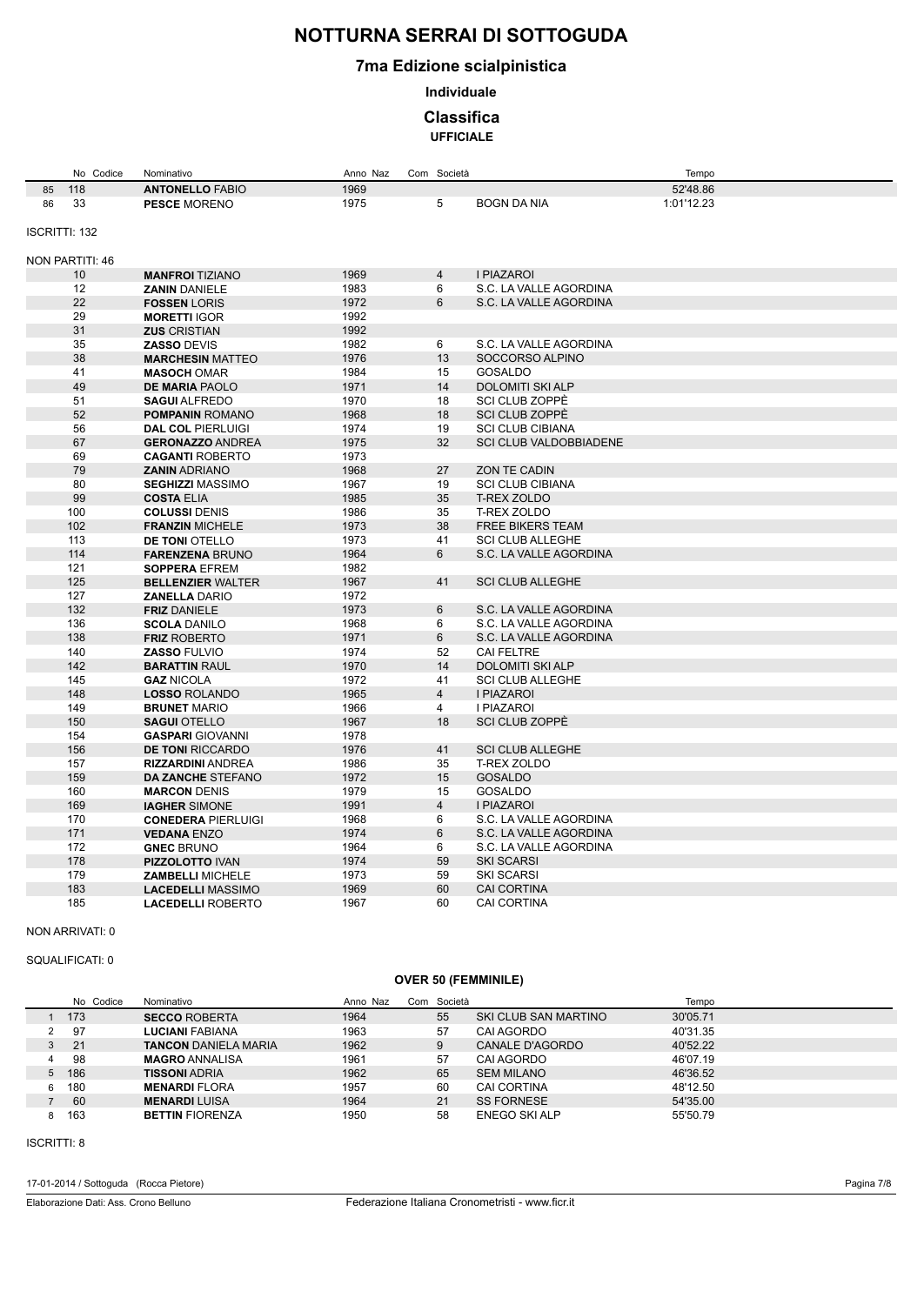# NOTTURNA SERRAI DI SOTTOGUDA

## 7ma Edizione scialpinistica

### Individuale

### Classifica

**UFFICIALE**

| | No Codice | Nominativo | Anno | Naz | Com | Società | Tempo |
|---|---|---|---|---|---|---|---|
| 85 | 118 | **ANTONELLO** FABIO | 1969 | | | | 52'48.86 |
| 86 | 33 | **PESCE** MORENO | 1975 | | 5 | BOGN DA NIA | 1:01'12.23 |

ISCRITTI: 132

NON PARTITI: 46

| No Codice | Nominativo | Anno | Naz | Com | Società |
|---|---|---|---|---|---|
| 10 | **MANFROI** TIZIANO | 1969 | | 4 | I PIAZAROI |
| 12 | **ZANIN** DANIELE | 1983 | | 6 | S.C. LA VALLE AGORDINA |
| 22 | **FOSSEN** LORIS | 1972 | | 6 | S.C. LA VALLE AGORDINA |
| 29 | **MORETTI** IGOR | 1992 | | | |
| 31 | **ZUS** CRISTIAN | 1992 | | | |
| 35 | **ZASSO** DEVIS | 1982 | | 6 | S.C. LA VALLE AGORDINA |
| 38 | **MARCHESIN** MATTEO | 1976 | | 13 | SOCCORSO ALPINO |
| 41 | **MASOCH** OMAR | 1984 | | 15 | GOSALDO |
| 49 | **DE MARIA** PAOLO | 1971 | | 14 | DOLOMITI SKI ALP |
| 51 | **SAGUI** ALFREDO | 1970 | | 18 | SCI CLUB ZOPPÈ |
| 52 | **POMPANIN** ROMANO | 1968 | | 18 | SCI CLUB ZOPPÈ |
| 56 | **DAL COL** PIERLUIGI | 1974 | | 19 | SCI CLUB CIBIANA |
| 67 | **GERONAZZO** ANDREA | 1975 | | 32 | SCI CLUB VALDOBBIADENE |
| 69 | **CAGANTI** ROBERTO | 1973 | | | |
| 79 | **ZANIN** ADRIANO | 1968 | | 27 | ZON TE CADIN |
| 80 | **SEGHIZZI** MASSIMO | 1967 | | 19 | SCI CLUB CIBIANA |
| 99 | **COSTA** ELIA | 1985 | | 35 | T-REX ZOLDO |
| 100 | **COLUSSI** DENIS | 1986 | | 35 | T-REX ZOLDO |
| 102 | **FRANZIN** MICHELE | 1973 | | 38 | FREE BIKERS TEAM |
| 113 | **DE TONI** OTELLO | 1973 | | 41 | SCI CLUB ALLEGHE |
| 114 | **FARENZENA** BRUNO | 1964 | | 6 | S.C. LA VALLE AGORDINA |
| 121 | **SOPPERA** EFREM | 1982 | | | |
| 125 | **BELLENZIER** WALTER | 1967 | | 41 | SCI CLUB ALLEGHE |
| 127 | **ZANELLA** DARIO | 1972 | | | |
| 132 | **FRIZ** DANIELE | 1973 | | 6 | S.C. LA VALLE AGORDINA |
| 136 | **SCOLA** DANILO | 1968 | | 6 | S.C. LA VALLE AGORDINA |
| 138 | **FRIZ** ROBERTO | 1971 | | 6 | S.C. LA VALLE AGORDINA |
| 140 | **ZASSO** FULVIO | 1974 | | 52 | CAI FELTRE |
| 142 | **BARATTIN** RAUL | 1970 | | 14 | DOLOMITI SKI ALP |
| 145 | **GAZ** NICOLA | 1972 | | 41 | SCI CLUB ALLEGHE |
| 148 | **LOSSO** ROLANDO | 1965 | | 4 | I PIAZAROI |
| 149 | **BRUNET** MARIO | 1966 | | 4 | I PIAZAROI |
| 150 | **SAGUI** OTELLO | 1967 | | 18 | SCI CLUB ZOPPÈ |
| 154 | **GASPARI** GIOVANNI | 1978 | | | |
| 156 | **DE TONI** RICCARDO | 1976 | | 41 | SCI CLUB ALLEGHE |
| 157 | **RIZZARDINI** ANDREA | 1986 | | 35 | T-REX ZOLDO |
| 159 | **DA ZANCHE** STEFANO | 1972 | | 15 | GOSALDO |
| 160 | **MARCON** DENIS | 1979 | | 15 | GOSALDO |
| 169 | **IAGHER** SIMONE | 1991 | | 4 | I PIAZAROI |
| 170 | **CONEDERA** PIERLUIGI | 1968 | | 6 | S.C. LA VALLE AGORDINA |
| 171 | **VEDANA** ENZO | 1974 | | 6 | S.C. LA VALLE AGORDINA |
| 172 | **GNEC** BRUNO | 1964 | | 6 | S.C. LA VALLE AGORDINA |
| 178 | **PIZZOLOTTO** IVAN | 1974 | | 59 | SKI SCARSI |
| 179 | **ZAMBELLI** MICHELE | 1973 | | 59 | SKI SCARSI |
| 183 | **LACEDELLI** MASSIMO | 1969 | | 60 | CAI CORTINA |
| 185 | **LACEDELLI** ROBERTO | 1967 | | 60 | CAI CORTINA |

NON ARRIVATI: 0

SQUALIFICATI: 0

### OVER 50 (FEMMINILE)

| | No Codice | Nominativo | Anno | Naz | Com | Società | Tempo |
|---|---|---|---|---|---|---|---|
| 1 | 173 | **SECCO** ROBERTA | 1964 | | 55 | SKI CLUB SAN MARTINO | 30'05.71 |
| 2 | 97 | **LUCIANI** FABIANA | 1963 | | 57 | CAI AGORDO | 40'31.35 |
| 3 | 21 | **TANCON** DANIELA MARIA | 1962 | | 9 | CANALE D'AGORDO | 40'52.22 |
| 4 | 98 | **MAGRO** ANNALISA | 1961 | | 57 | CAI AGORDO | 46'07.19 |
| 5 | 186 | **TISSONI** ADRIA | 1962 | | 65 | SEM MILANO | 46'36.52 |
| 6 | 180 | **MENARDI** FLORA | 1957 | | 60 | CAI CORTINA | 48'12.50 |
| 7 | 60 | **MENARDI** LUISA | 1964 | | 21 | SS FORNESE | 54'35.00 |
| 8 | 163 | **BETTIN** FIORENZA | 1950 | | 58 | ENEGO SKI ALP | 55'50.79 |

ISCRITTI: 8

17-01-2014 / Sottoguda (Rocca Pietore)

Elaborazione Dati: Ass. Crono Belluno — Federazione Italiana Cronometristi - www.ficr.it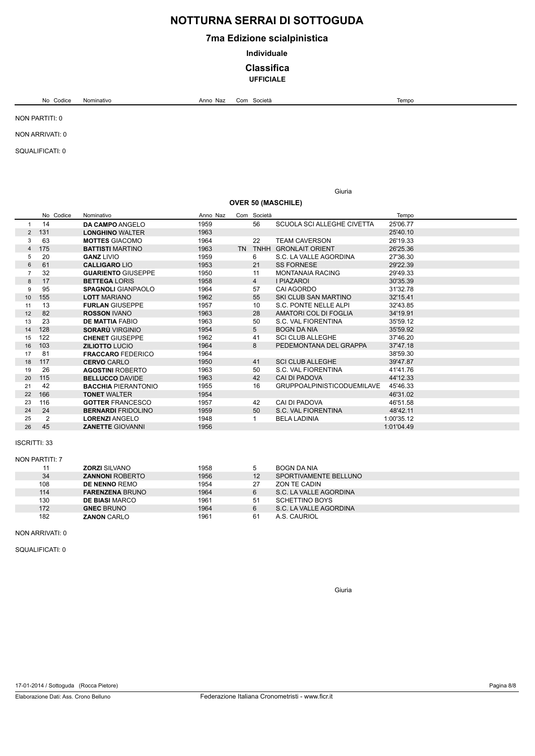# NOTTURNA SERRAI DI SOTTOGUDA

## 7ma Edizione scialpinistica

### Individuale

### Classifica

**UFFICIALE**

| No | Codice | Nominativo | Anno | Naz | Com | Società | Tempo |
|---|---|---|---|---|---|---|---|

NON PARTITI: 0

NON ARRIVATI: 0

SQUALIFICATI: 0

Giuria

### OVER 50 (MASCHILE)

| | No | Codice | Nominativo | Anno | Naz | Com | Società | Tempo |
|---|---|---|---|---|---|---|---|---|
| 1 | 14 | | **DA CAMPO** ANGELO | 1959 | | 56 | SCUOLA SCI ALLEGHE CIVETTA | 25'06.77 |
| 2 | 131 | | **LONGHINO** WALTER | 1963 | | | | 25'40.10 |
| 3 | 63 | | **MOTTES** GIACOMO | 1964 | | 22 | TEAM CAVERSON | 26'19.33 |
| 4 | 175 | | **BATTISTI** MARTINO | 1963 | TN | TNHH | GRONLAIT ORIENT | 26'25.36 |
| 5 | 20 | | **GANZ** LIVIO | 1959 | | 6 | S.C. LA VALLE AGORDINA | 27'36.30 |
| 6 | 61 | | **CALLIGARO** LIO | 1953 | | 21 | SS FORNESE | 29'22.39 |
| 7 | 32 | | **GUARIENTO** GIUSEPPE | 1950 | | 11 | MONTANAIA RACING | 29'49.33 |
| 8 | 17 | | **BETTEGA** LORIS | 1958 | | 4 | I PIAZAROI | 30'35.39 |
| 9 | 95 | | **SPAGNOLI** GIANPAOLO | 1964 | | 57 | CAI AGORDO | 31'32.78 |
| 10 | 155 | | **LOTT** MARIANO | 1962 | | 55 | SKI CLUB SAN MARTINO | 32'15.41 |
| 11 | 13 | | **FURLAN** GIUSEPPE | 1957 | | 10 | S.C. PONTE NELLE ALPI | 32'43.85 |
| 12 | 82 | | **ROSSON** IVANO | 1963 | | 28 | AMATORI COL DI FOGLIA | 34'19.91 |
| 13 | 23 | | **DE MATTIA** FABIO | 1963 | | 50 | S.C. VAL FIORENTINA | 35'59.12 |
| 14 | 128 | | **SORARÙ** VIRGINIO | 1954 | | 5 | BOGN DA NIA | 35'59.92 |
| 15 | 122 | | **CHENET** GIUSEPPE | 1962 | | 41 | SCI CLUB ALLEGHE | 37'46.20 |
| 16 | 103 | | **ZILIOTTO** LUCIO | 1964 | | 8 | PEDEMONTANA DEL GRAPPA | 37'47.18 |
| 17 | 81 | | **FRACCARO** FEDERICO | 1964 | | | | 38'59.30 |
| 18 | 117 | | **CERVO** CARLO | 1950 | | 41 | SCI CLUB ALLEGHE | 39'47.87 |
| 19 | 26 | | **AGOSTINI** ROBERTO | 1963 | | 50 | S.C. VAL FIORENTINA | 41'41.76 |
| 20 | 115 | | **BELLUCCO** DAVIDE | 1963 | | 42 | CAI DI PADOVA | 44'12.33 |
| 21 | 42 | | **BACCHIA** PIERANTONIO | 1955 | | 16 | GRUPPOALPINISTICODUEMILAVE | 45'46.33 |
| 22 | 166 | | **TONET** WALTER | 1954 | | | | 46'31.02 |
| 23 | 116 | | **GOTTER** FRANCESCO | 1957 | | 42 | CAI DI PADOVA | 46'51.58 |
| 24 | 24 | | **BERNARDI** FRIDOLINO | 1959 | | 50 | S.C. VAL FIORENTINA | 48'42.11 |
| 25 | 2 | | **LORENZI** ANGELO | 1948 | | 1 | BELA LADINIA | 1:00'35.12 |
| 26 | 45 | | **ZANETTE** GIOVANNI | 1956 | | | | 1:01'04.49 |

ISCRITTI: 33

NON PARTITI: 7

| No | Nominativo | Anno | Com | Società |
|---|---|---|---|---|
| 11 | **ZORZI** SILVANO | 1958 | 5 | BOGN DA NIA |
| 34 | **ZANNONI** ROBERTO | 1956 | 12 | SPORTIVAMENTE BELLUNO |
| 108 | **DE NENNO** REMO | 1954 | 27 | ZON TE CADIN |
| 114 | **FARENZENA** BRUNO | 1964 | 6 | S.C. LA VALLE AGORDINA |
| 130 | **DE BIASI** MARCO | 1961 | 51 | SCHETTINO BOYS |
| 172 | **GNEC** BRUNO | 1964 | 6 | S.C. LA VALLE AGORDINA |
| 182 | **ZANON** CARLO | 1961 | 61 | A.S. CAURIOL |

NON ARRIVATI: 0

SQUALIFICATI: 0

Giuria

17-01-2014 / Sottoguda (Rocca Pietore)

Elaborazione Dati: Ass. Crono Belluno

Federazione Italiana Cronometristi - www.ficr.it